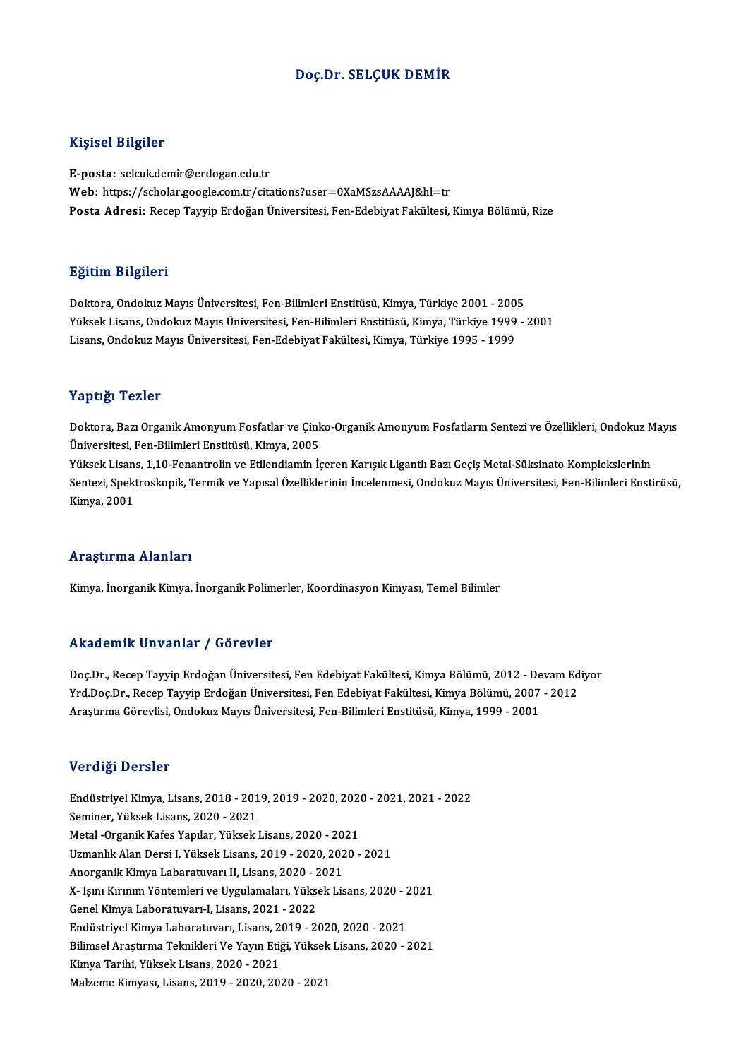# Doç.Dr. SELÇUK DEMİR

## Kişisel Bilgiler

**E-posta:** selcuk.demir@erdogan.edu.tr
**Web:** https://scholar.google.com.tr/citations?user=0XaMSzsAAAAJ&hl=tr
**Posta Adresi:** Recep Tayyip Erdoğan Üniversitesi, Fen-Edebiyat Fakültesi, Kimya Bölümü, Rize

## Eğitim Bilgileri

Doktora, Ondokuz Mayıs Üniversitesi, Fen-Bilimleri Enstitüsü, Kimya, Türkiye 2001 - 2005
Yüksek Lisans, Ondokuz Mayıs Üniversitesi, Fen-Bilimleri Enstitüsü, Kimya, Türkiye 1999 - 2001
Lisans, Ondokuz Mayıs Üniversitesi, Fen-Edebiyat Fakültesi, Kimya, Türkiye 1995 - 1999

## Yaptığı Tezler

Doktora, Bazı Organik Amonyum Fosfatlar ve Çinko-Organik Amonyum Fosfatların Sentezi ve Özellikleri, Ondokuz Mayıs Üniversitesi, Fen-Bilimleri Enstitüsü, Kimya, 2005
Yüksek Lisans, 1,10-Fenantrolin ve Etilendiamin İçeren Karışık Ligantlı Bazı Geçiş Metal-Süksinato Komplekslerinin Sentezi, Spektroskopik, Termik ve Yapısal Özelliklerinin İncelenmesi, Ondokuz Mayıs Üniversitesi, Fen-Bilimleri Enstirüsü, Kimya, 2001

## Araştırma Alanları

Kimya, İnorganik Kimya, İnorganik Polimerler, Koordinasyon Kimyası, Temel Bilimler

## Akademik Unvanlar / Görevler

Doç.Dr., Recep Tayyip Erdoğan Üniversitesi, Fen Edebiyat Fakültesi, Kimya Bölümü, 2012 - Devam Ediyor
Yrd.Doç.Dr., Recep Tayyip Erdoğan Üniversitesi, Fen Edebiyat Fakültesi, Kimya Bölümü, 2007 - 2012
Araştırma Görevlisi, Ondokuz Mayıs Üniversitesi, Fen-Bilimleri Enstitüsü, Kimya, 1999 - 2001

## Verdiği Dersler

Endüstriyel Kimya, Lisans, 2018 - 2019, 2019 - 2020, 2020 - 2021, 2021 - 2022
Seminer, Yüksek Lisans, 2020 - 2021
Metal -Organik Kafes Yapılar, Yüksek Lisans, 2020 - 2021
Uzmanlık Alan Dersi I, Yüksek Lisans, 2019 - 2020, 2020 - 2021
Anorganik Kimya Labaratuvarı II, Lisans, 2020 - 2021
X- Işını Kırınım Yöntemleri ve Uygulamaları, Yüksek Lisans, 2020 - 2021
Genel Kimya Laboratuvarı-I, Lisans, 2021 - 2022
Endüstriyel Kimya Laboratuvarı, Lisans, 2019 - 2020, 2020 - 2021
Bilimsel Araştırma Teknikleri Ve Yayın Etiği, Yüksek Lisans, 2020 - 2021
Kimya Tarihi, Yüksek Lisans, 2020 - 2021
Malzeme Kimyası, Lisans, 2019 - 2020, 2020 - 2021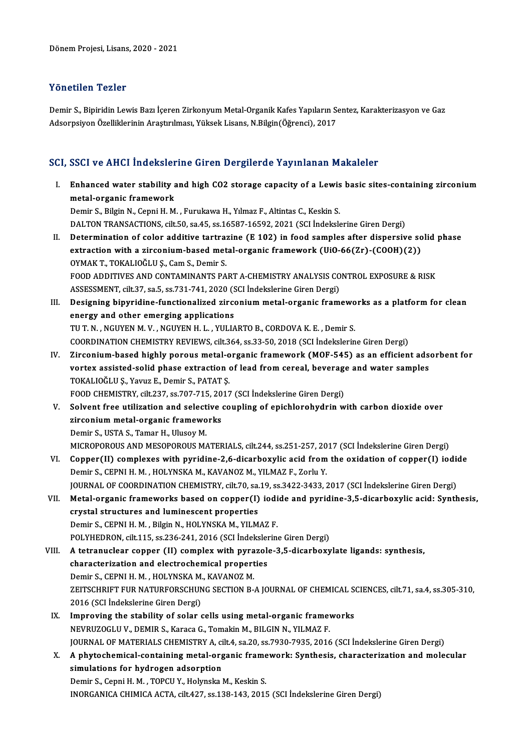Dönem Projesi, Lisans, 2020 - 2021

## Yönetilen Tezler

Demir S., Bipiridin Lewis Bazı İçeren Zirkonyum Metal-Organik Kafes Yapıların Sentez, Karakterizasyon ve Gaz Adsorpsiyon Özelliklerinin Araştırılması, Yüksek Lisans, N.Bilgin(Öğrenci), 2017

## SCI, SSCI ve AHCI İndekslerine Giren Dergilerde Yayınlanan Makaleler

I. **Enhanced water stability and high CO2 storage capacity of a Lewis basic sites-containing zirconium metal-organic framework**
Demir S., Bilgin N., Cepni H. M. , Furukawa H., Yılmaz F., Altintas C., Keskin S.
DALTON TRANSACTIONS, cilt.50, sa.45, ss.16587-16592, 2021 (SCI İndekslerine Giren Dergi)

II. **Determination of color additive tartrazine (E 102) in food samples after dispersive solid phase extraction with a zirconium-based metal-organic framework (UiO-66(Zr)-(COOH)(2))**
OYMAK T., TOKALIOĞLU Ş., Cam S., Demir S.
FOOD ADDITIVES AND CONTAMINANTS PART A-CHEMISTRY ANALYSIS CONTROL EXPOSURE & RISK ASSESSMENT, cilt.37, sa.5, ss.731-741, 2020 (SCI İndekslerine Giren Dergi)

III. **Designing bipyridine-functionalized zirconium metal-organic frameworks as a platform for clean energy and other emerging applications**
TU T. N. , NGUYEN M. V. , NGUYEN H. L. , YULIARTO B., CORDOVA K. E. , Demir S.
COORDINATION CHEMISTRY REVIEWS, cilt.364, ss.33-50, 2018 (SCI İndekslerine Giren Dergi)

IV. **Zirconium-based highly porous metal-organic framework (MOF-545) as an efficient adsorbent for vortex assisted-solid phase extraction of lead from cereal, beverage and water samples**
TOKALIOĞLU Ş., Yavuz E., Demir S., PATAT Ş.
FOOD CHEMISTRY, cilt.237, ss.707-715, 2017 (SCI İndekslerine Giren Dergi)

V. **Solvent free utilization and selective coupling of epichlorohydrin with carbon dioxide over zirconium metal-organic frameworks**
Demir S., USTA S., Tamar H., Ulusoy M.
MICROPOROUS AND MESOPOROUS MATERIALS, cilt.244, ss.251-257, 2017 (SCI İndekslerine Giren Dergi)

VI. **Copper(II) complexes with pyridine-2,6-dicarboxylic acid from the oxidation of copper(I) iodide**
Demir S., CEPNI H. M. , HOLYNSKA M., KAVANOZ M., YILMAZ F., Zorlu Y.
JOURNAL OF COORDINATION CHEMISTRY, cilt.70, sa.19, ss.3422-3433, 2017 (SCI İndekslerine Giren Dergi)

VII. **Metal-organic frameworks based on copper(I) iodide and pyridine-3,5-dicarboxylic acid: Synthesis, crystal structures and luminescent properties**
Demir S., CEPNI H. M. , Bilgin N., HOLYNSKA M., YILMAZ F.
POLYHEDRON, cilt.115, ss.236-241, 2016 (SCI İndekslerine Giren Dergi)

VIII. **A tetranuclear copper (II) complex with pyrazole-3,5-dicarboxylate ligands: synthesis, characterization and electrochemical properties**
Demir S., CEPNI H. M. , HOLYNSKA M., KAVANOZ M.
ZEITSCHRIFT FUR NATURFORSCHUNG SECTION B-A JOURNAL OF CHEMICAL SCIENCES, cilt.71, sa.4, ss.305-310, 2016 (SCI İndekslerine Giren Dergi)

IX. **Improving the stability of solar cells using metal-organic frameworks**
NEVRUZOGLU V., DEMIR S., Karaca G., Tomakin M., BILGIN N., YILMAZ F.
JOURNAL OF MATERIALS CHEMISTRY A, cilt.4, sa.20, ss.7930-7935, 2016 (SCI İndekslerine Giren Dergi)

X. **A phytochemical-containing metal-organic framework: Synthesis, characterization and molecular simulations for hydrogen adsorption**
Demir S., Cepni H. M. , TOPCU Y., Holynska M., Keskin S.
INORGANICA CHIMICA ACTA, cilt.427, ss.138-143, 2015 (SCI İndekslerine Giren Dergi)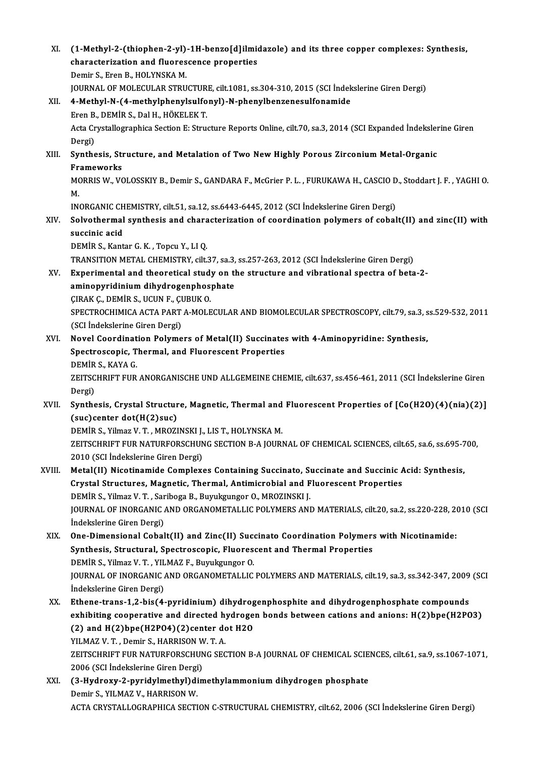XI. **(1-Methyl-2-(thiophen-2-yl)-1H-benzo[d]ilmidazole) and its three copper complexes: Synthesis, characterization and fluorescence properties**
Demir S., Eren B., HOLYNSKA M.
JOURNAL OF MOLECULAR STRUCTURE, cilt.1081, ss.304-310, 2015 (SCI İndekslerine Giren Dergi)

XII. **4-Methyl-N-(4-methylphenylsulfonyl)-N-phenylbenzenesulfonamide**
Eren B., DEMİR S., Dal H., HÖKELEK T.
Acta Crystallographica Section E: Structure Reports Online, cilt.70, sa.3, 2014 (SCI Expanded İndekslerine Giren Dergi)

XIII. **Synthesis, Structure, and Metalation of Two New Highly Porous Zirconium Metal-Organic Frameworks**
MORRIS W., VOLOSSKIY B., Demir S., GANDARA F., McGrier P. L. , FURUKAWA H., CASCIO D., Stoddart J. F. , YAGHI O. M.
INORGANIC CHEMISTRY, cilt.51, sa.12, ss.6443-6445, 2012 (SCI İndekslerine Giren Dergi)

XIV. **Solvothermal synthesis and characterization of coordination polymers of cobalt(II) and zinc(II) with succinic acid**
DEMİR S., Kantar G. K. , Topcu Y., LI Q.
TRANSITION METAL CHEMISTRY, cilt.37, sa.3, ss.257-263, 2012 (SCI İndekslerine Giren Dergi)

XV. **Experimental and theoretical study on the structure and vibrational spectra of beta-2-aminopyridinium dihydrogenphosphate**
ÇIRAK Ç., DEMİR S., UCUN F., ÇUBUK O.
SPECTROCHIMICA ACTA PART A-MOLECULAR AND BIOMOLECULAR SPECTROSCOPY, cilt.79, sa.3, ss.529-532, 2011 (SCI İndekslerine Giren Dergi)

XVI. **Novel Coordination Polymers of Metal(II) Succinates with 4-Aminopyridine: Synthesis, Spectroscopic, Thermal, and Fluorescent Properties**
DEMİR S., KAYA G.
ZEITSCHRIFT FUR ANORGANISCHE UND ALLGEMEINE CHEMIE, cilt.637, ss.456-461, 2011 (SCI İndekslerine Giren Dergi)

XVII. **Synthesis, Crystal Structure, Magnetic, Thermal and Fluorescent Properties of [Co(H2O)(4)(nia)(2)](suc)center dot(H(2)suc)**
DEMİR S., Yilmaz V. T. , MROZINSKI J., LIS T., HOLYNSKA M.
ZEITSCHRIFT FUR NATURFORSCHUNG SECTION B-A JOURNAL OF CHEMICAL SCIENCES, cilt.65, sa.6, ss.695-700, 2010 (SCI İndekslerine Giren Dergi)

XVIII. **Metal(II) Nicotinamide Complexes Containing Succinato, Succinate and Succinic Acid: Synthesis, Crystal Structures, Magnetic, Thermal, Antimicrobial and Fluorescent Properties**
DEMİR S., Yilmaz V. T. , Sariboga B., Buyukgungor O., MROZINSKI J.
JOURNAL OF INORGANIC AND ORGANOMETALLIC POLYMERS AND MATERIALS, cilt.20, sa.2, ss.220-228, 2010 (SCI İndekslerine Giren Dergi)

XIX. **One-Dimensional Cobalt(II) and Zinc(II) Succinato Coordination Polymers with Nicotinamide: Synthesis, Structural, Spectroscopic, Fluorescent and Thermal Properties**
DEMİR S., Yilmaz V. T. , YILMAZ F., Buyukgungor O.
JOURNAL OF INORGANIC AND ORGANOMETALLIC POLYMERS AND MATERIALS, cilt.19, sa.3, ss.342-347, 2009 (SCI İndekslerine Giren Dergi)

XX. **Ethene-trans-1,2-bis(4-pyridinium) dihydrogenphosphite and dihydrogenphosphate compounds exhibiting cooperative and directed hydrogen bonds between cations and anions: H(2)bpe(H2PO3)(2) and H(2)bpe(H2PO4)(2)center dot H2O**
YILMAZ V. T. , Demir S., HARRISON W. T. A.
ZEITSCHRIFT FUR NATURFORSCHUNG SECTION B-A JOURNAL OF CHEMICAL SCIENCES, cilt.61, sa.9, ss.1067-1071, 2006 (SCI İndekslerine Giren Dergi)

XXI. **(3-Hydroxy-2-pyridylmethyl)dimethylammonium dihydrogen phosphate**
Demir S., YILMAZ V., HARRISON W.
ACTA CRYSTALLOGRAPHICA SECTION C-STRUCTURAL CHEMISTRY, cilt.62, 2006 (SCI İndekslerine Giren Dergi)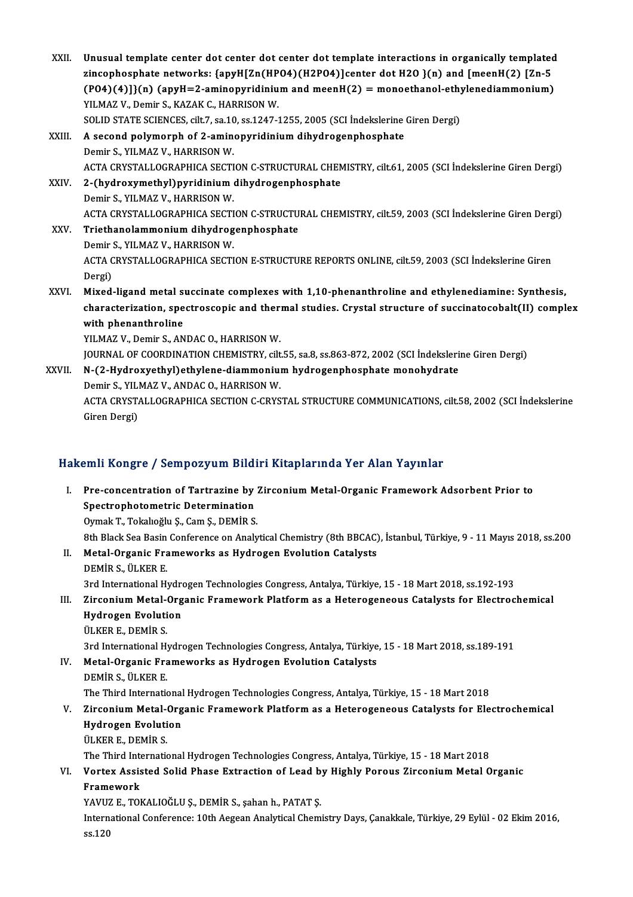XXII. **Unusual template center dot center dot center dot template interactions in organically templated zincophosphate networks: {apyH[Zn(HPO4)(H2PO4)]center dot H2O }(n) and [meenH(2) [Zn-5 (PO4)(4)]](n) (apyH=2-aminopyridinium and meenH(2) = monoethanol-ethylenediammonium)**
YILMAZ V., Demir S., KAZAK C., HARRISON W.
SOLID STATE SCIENCES, cilt.7, sa.10, ss.1247-1255, 2005 (SCI İndekslerine Giren Dergi)

XXIII. **A second polymorph of 2-aminopyridinium dihydrogenphosphate**
Demir S., YILMAZ V., HARRISON W.
ACTA CRYSTALLOGRAPHICA SECTION C-STRUCTURAL CHEMISTRY, cilt.61, 2005 (SCI İndekslerine Giren Dergi)

XXIV. **2-(hydroxymethyl)pyridinium dihydrogenphosphate**
Demir S., YILMAZ V., HARRISON W.
ACTA CRYSTALLOGRAPHICA SECTION C-STRUCTURAL CHEMISTRY, cilt.59, 2003 (SCI İndekslerine Giren Dergi)

XXV. **Triethanolammonium dihydrogenphosphate**
Demir S., YILMAZ V., HARRISON W.
ACTA CRYSTALLOGRAPHICA SECTION E-STRUCTURE REPORTS ONLINE, cilt.59, 2003 (SCI İndekslerine Giren Dergi)

XXVI. **Mixed-ligand metal succinate complexes with 1,10-phenanthroline and ethylenediamine: Synthesis, characterization, spectroscopic and thermal studies. Crystal structure of succinatocobalt(II) complex with phenanthroline**
YILMAZ V., Demir S., ANDAC O., HARRISON W.
JOURNAL OF COORDINATION CHEMISTRY, cilt.55, sa.8, ss.863-872, 2002 (SCI İndekslerine Giren Dergi)

XXVII. **N-(2-Hydroxyethyl)ethylene-diammonium hydrogenphosphate monohydrate**
Demir S., YILMAZ V., ANDAC O., HARRISON W.
ACTA CRYSTALLOGRAPHICA SECTION C-CRYSTAL STRUCTURE COMMUNICATIONS, cilt.58, 2002 (SCI İndekslerine Giren Dergi)

## Hakemli Kongre / Sempozyum Bildiri Kitaplarında Yer Alan Yayınlar

I. **Pre-concentration of Tartrazine by Zirconium Metal-Organic Framework Adsorbent Prior to Spectrophotometric Determination**
Oymak T., Tokalıoğlu Ş., Cam Ş., DEMİR S.
8th Black Sea Basin Conference on Analytical Chemistry (8th BBCAC), İstanbul, Türkiye, 9 - 11 Mayıs 2018, ss.200

II. **Metal-Organic Frameworks as Hydrogen Evolution Catalysts**
DEMİR S., ÜLKER E.
3rd International Hydrogen Technologies Congress, Antalya, Türkiye, 15 - 18 Mart 2018, ss.192-193

III. **Zirconium Metal-Organic Framework Platform as a Heterogeneous Catalysts for Electrochemical Hydrogen Evolution**
ÜLKER E., DEMİR S.
3rd International Hydrogen Technologies Congress, Antalya, Türkiye, 15 - 18 Mart 2018, ss.189-191

IV. **Metal-Organic Frameworks as Hydrogen Evolution Catalysts**
DEMİR S., ÜLKER E.
The Third International Hydrogen Technologies Congress, Antalya, Türkiye, 15 - 18 Mart 2018

V. **Zirconium Metal-Organic Framework Platform as a Heterogeneous Catalysts for Electrochemical Hydrogen Evolution**
ÜLKER E., DEMİR S.
The Third International Hydrogen Technologies Congress, Antalya, Türkiye, 15 - 18 Mart 2018

VI. **Vortex Assisted Solid Phase Extraction of Lead by Highly Porous Zirconium Metal Organic Framework**
YAVUZ E., TOKALIOĞLU Ş., DEMİR S., şahan h., PATAT Ş.
International Conference: 10th Aegean Analytical Chemistry Days, Çanakkale, Türkiye, 29 Eylül - 02 Ekim 2016, ss.120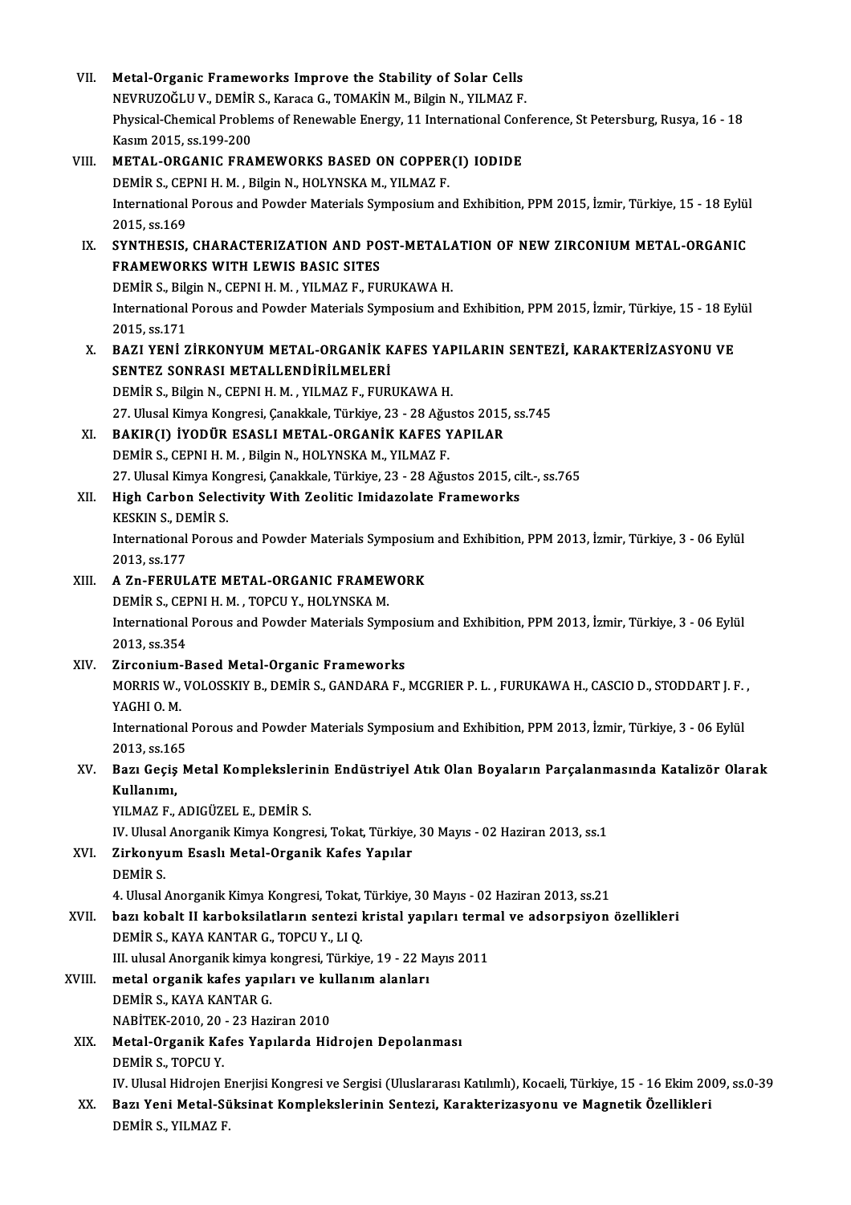VII. **Metal-Organic Frameworks Improve the Stability of Solar Cells**
NEVRUZOĞLU V., DEMİR S., Karaca G., TOMAKİN M., Bilgin N., YILMAZ F.
Physical-Chemical Problems of Renewable Energy, 11 International Conference, St Petersburg, Rusya, 16 - 18 Kasım 2015, ss.199-200

VIII. **METAL-ORGANIC FRAMEWORKS BASED ON COPPER(I) IODIDE**
DEMİR S., CEPNI H. M. , Bilgin N., HOLYNSKA M., YILMAZ F.
International Porous and Powder Materials Symposium and Exhibition, PPM 2015, İzmir, Türkiye, 15 - 18 Eylül 2015, ss.169

IX. **SYNTHESIS, CHARACTERIZATION AND POST-METALATION OF NEW ZIRCONIUM METAL-ORGANIC FRAMEWORKS WITH LEWIS BASIC SITES**
DEMİR S., Bilgin N., CEPNI H. M. , YILMAZ F., FURUKAWA H.
International Porous and Powder Materials Symposium and Exhibition, PPM 2015, İzmir, Türkiye, 15 - 18 Eylül 2015, ss.171

X. **BAZI YENİ ZİRKONYUM METAL-ORGANİK KAFES YAPILARIN SENTEZİ, KARAKTERİZASYONU VE SENTEZ SONRASI METALLENDİRİLMELERİ**
DEMİR S., Bilgin N., CEPNI H. M. , YILMAZ F., FURUKAWA H.
27. Ulusal Kimya Kongresi, Çanakkale, Türkiye, 23 - 28 Ağustos 2015, ss.745

XI. **BAKIR(I) İYODÜR ESASLI METAL-ORGANİK KAFES YAPILAR**
DEMİR S., CEPNI H. M. , Bilgin N., HOLYNSKA M., YILMAZ F.
27. Ulusal Kimya Kongresi, Çanakkale, Türkiye, 23 - 28 Ağustos 2015, cilt.-, ss.765

XII. **High Carbon Selectivity With Zeolitic Imidazolate Frameworks**
KESKIN S., DEMİR S.
International Porous and Powder Materials Symposium and Exhibition, PPM 2013, İzmir, Türkiye, 3 - 06 Eylül 2013, ss.177

XIII. **A Zn-FERULATE METAL-ORGANIC FRAMEWORK**
DEMİR S., CEPNI H. M. , TOPCU Y., HOLYNSKA M.
International Porous and Powder Materials Symposium and Exhibition, PPM 2013, İzmir, Türkiye, 3 - 06 Eylül 2013, ss.354

XIV. **Zirconium-Based Metal-Organic Frameworks**
MORRIS W., VOLOSSKIY B., DEMİR S., GANDARA F., MCGRIER P. L. , FURUKAWA H., CASCIO D., STODDART J. F. , YAGHI O. M.
International Porous and Powder Materials Symposium and Exhibition, PPM 2013, İzmir, Türkiye, 3 - 06 Eylül 2013, ss.165

XV. **Bazı Geçiş Metal Komplekslerinin Endüstriyel Atık Olan Boyaların Parçalanmasında Katalizör Olarak Kullanımı,**
YILMAZ F., ADIGÜZEL E., DEMİR S.
IV. Ulusal Anorganik Kimya Kongresi, Tokat, Türkiye, 30 Mayıs - 02 Haziran 2013, ss.1

XVI. **Zirkonyum Esaslı Metal-Organik Kafes Yapılar**
DEMİR S.
4. Ulusal Anorganik Kimya Kongresi, Tokat, Türkiye, 30 Mayıs - 02 Haziran 2013, ss.21

XVII. **bazı kobalt II karboksilatların sentezi kristal yapıları termal ve adsorpsiyon özellikleri**
DEMİR S., KAYA KANTAR G., TOPCU Y., LI Q.
III. ulusal Anorganik kimya kongresi, Türkiye, 19 - 22 Mayıs 2011

XVIII. **metal organik kafes yapıları ve kullanım alanları**
DEMİR S., KAYA KANTAR G.
NABİTEK-2010, 20 - 23 Haziran 2010

XIX. **Metal-Organik Kafes Yapılarda Hidrojen Depolanması**
DEMİR S., TOPCU Y.
IV. Ulusal Hidrojen Enerjisi Kongresi ve Sergisi (Uluslararası Katılımlı), Kocaeli, Türkiye, 15 - 16 Ekim 2009, ss.0-39

XX. **Bazı Yeni Metal-Süksinat Komplekslerinin Sentezi, Karakterizasyonu ve Magnetik Özellikleri**
DEMİR S., YILMAZ F.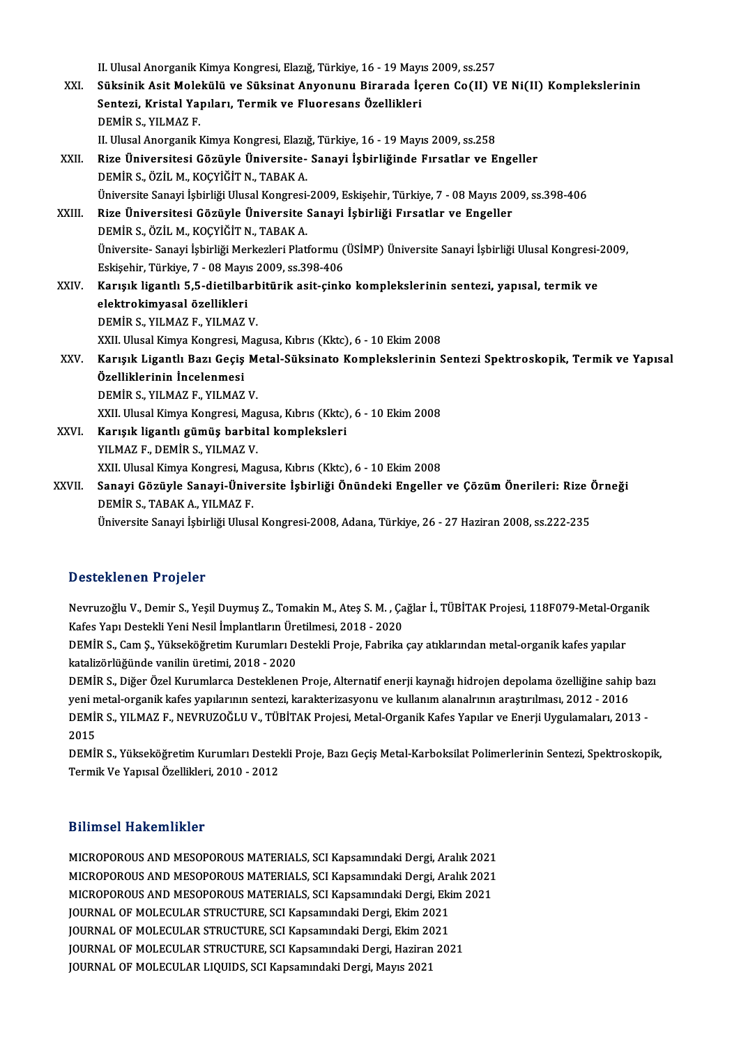II. Ulusal Anorganik Kimya Kongresi, Elazığ, Türkiye, 16 - 19 Mayıs 2009, ss.257

XXI. **Süksinik Asit Molekülü ve Süksinat Anyonunu Birarada İçeren Co(II) VE Ni(II) Komplekslerinin Sentezi, Kristal Yapıları, Termik ve Fluoresans Özellikleri**
DEMİR S., YILMAZ F.
II. Ulusal Anorganik Kimya Kongresi, Elazığ, Türkiye, 16 - 19 Mayıs 2009, ss.258

XXII. **Rize Üniversitesi Gözüyle Üniversite- Sanayi İşbirliğinde Fırsatlar ve Engeller**
DEMİR S., ÖZİL M., KOÇYİĞİT N., TABAK A.
Üniversite Sanayi İşbirliği Ulusal Kongresi-2009, Eskişehir, Türkiye, 7 - 08 Mayıs 2009, ss.398-406

XXIII. **Rize Üniversitesi Gözüyle Üniversite Sanayi İşbirliği Fırsatlar ve Engeller**
DEMİR S., ÖZİL M., KOÇYİĞİT N., TABAK A.
Üniversite- Sanayi İşbirliği Merkezleri Platformu (ÜSİMP) Üniversite Sanayi İşbirliği Ulusal Kongresi-2009, Eskişehir, Türkiye, 7 - 08 Mayıs 2009, ss.398-406

XXIV. **Karışık ligantlı 5,5-dietilbarbitürik asit-çinko komplekslerinin sentezi, yapısal, termik ve elektrokimyasal özellikleri**
DEMİR S., YILMAZ F., YILMAZ V.
XXII. Ulusal Kimya Kongresi, Magusa, Kıbrıs (Kktc), 6 - 10 Ekim 2008

XXV. **Karışık Ligantlı Bazı Geçiş Metal-Süksinato Komplekslerinin Sentezi Spektroskopik, Termik ve Yapısal Özelliklerinin İncelenmesi**
DEMİR S., YILMAZ F., YILMAZ V.
XXII. Ulusal Kimya Kongresi, Magusa, Kıbrıs (Kktc), 6 - 10 Ekim 2008

XXVI. **Karışık ligantlı gümüş barbital kompleksleri**
YILMAZ F., DEMİR S., YILMAZ V.
XXII. Ulusal Kimya Kongresi, Magusa, Kıbrıs (Kktc), 6 - 10 Ekim 2008

XXVII. **Sanayi Gözüyle Sanayi-Üniversite İşbirliği Önündeki Engeller ve Çözüm Önerileri: Rize Örneği**
DEMİR S., TABAK A., YILMAZ F.
Üniversite Sanayi İşbirliği Ulusal Kongresi-2008, Adana, Türkiye, 26 - 27 Haziran 2008, ss.222-235

## Desteklenen Projeler

Nevruzoğlu V., Demir S., Yeşil Duymuş Z., Tomakin M., Ateş S. M. , Çağlar İ., TÜBİTAK Projesi, 118F079-Metal-Organik Kafes Yapı Destekli Yeni Nesil İmplantların Üretilmesi, 2018 - 2020

DEMİR S., Cam Ş., Yükseköğretim Kurumları Destekli Proje, Fabrika çay atıklarından metal-organik kafes yapılar katalizörlüğünde vanilin üretimi, 2018 - 2020

DEMİR S., Diğer Özel Kurumlarca Desteklenen Proje, Alternatif enerji kaynağı hidrojen depolama özelliğine sahip bazı yeni metal-organik kafes yapılarının sentezi, karakterizasyonu ve kullanım alanalrının araştırılması, 2012 - 2016

DEMİR S., YILMAZ F., NEVRUZOĞLU V., TÜBİTAK Projesi, Metal-Organik Kafes Yapılar ve Enerji Uygulamaları, 2013 - 2015

DEMİR S., Yükseköğretim Kurumları Destekli Proje, Bazı Geçiş Metal-Karboksilat Polimerlerinin Sentezi, Spektroskopik, Termik Ve Yapısal Özellikleri, 2010 - 2012

## Bilimsel Hakemlikler

MICROPOROUS AND MESOPOROUS MATERIALS, SCI Kapsamındaki Dergi, Aralık 2021
MICROPOROUS AND MESOPOROUS MATERIALS, SCI Kapsamındaki Dergi, Aralık 2021
MICROPOROUS AND MESOPOROUS MATERIALS, SCI Kapsamındaki Dergi, Ekim 2021
JOURNAL OF MOLECULAR STRUCTURE, SCI Kapsamındaki Dergi, Ekim 2021
JOURNAL OF MOLECULAR STRUCTURE, SCI Kapsamındaki Dergi, Ekim 2021
JOURNAL OF MOLECULAR STRUCTURE, SCI Kapsamındaki Dergi, Haziran 2021
JOURNAL OF MOLECULAR LIQUIDS, SCI Kapsamındaki Dergi, Mayıs 2021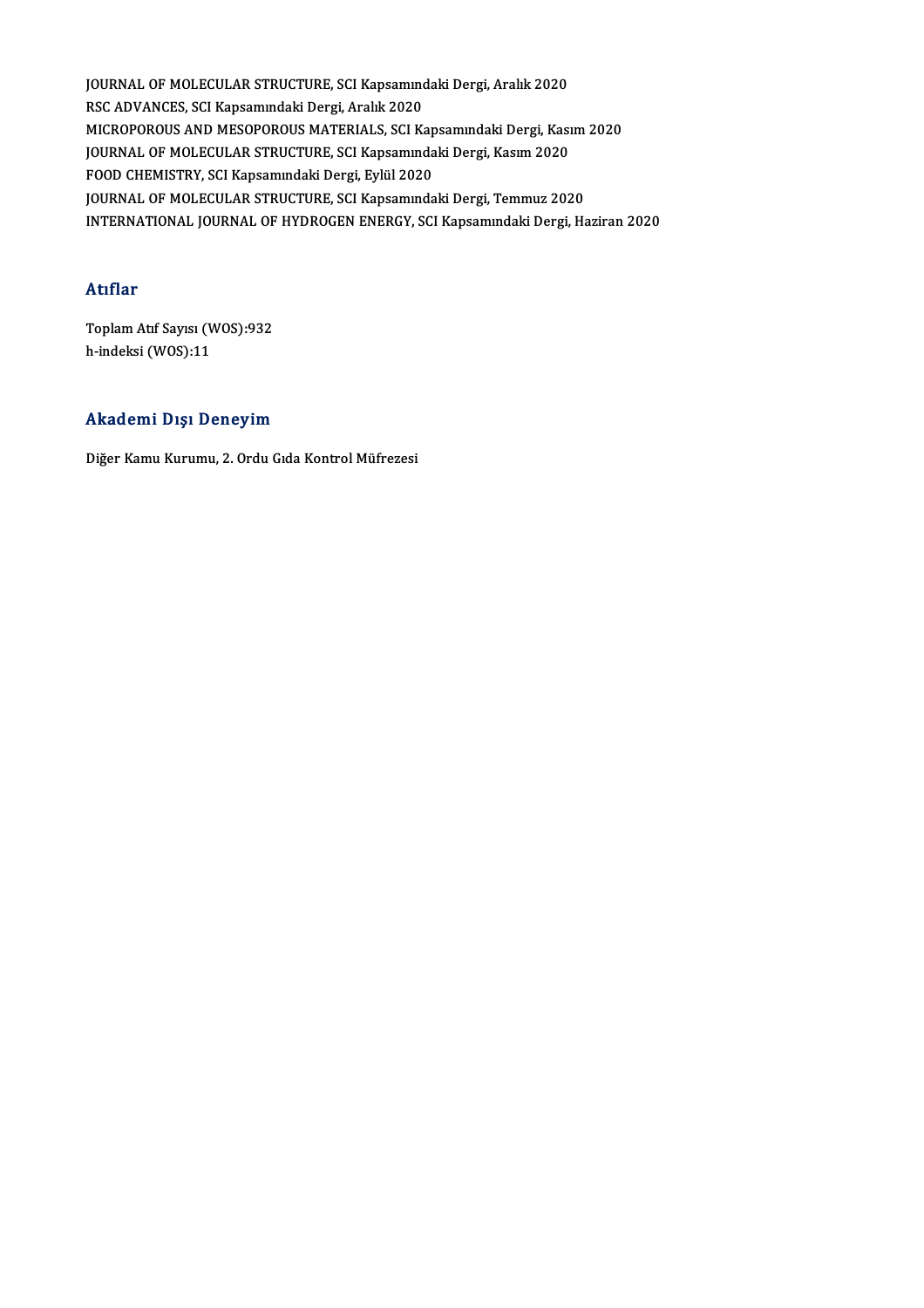JOURNAL OF MOLECULAR STRUCTURE, SCI Kapsamındaki Dergi, Aralık 2020
RSC ADVANCES, SCI Kapsamındaki Dergi, Aralık 2020
MICROPOROUS AND MESOPOROUS MATERIALS, SCI Kapsamındaki Dergi, Kasım 2020
JOURNAL OF MOLECULAR STRUCTURE, SCI Kapsamındaki Dergi, Kasım 2020
FOOD CHEMISTRY, SCI Kapsamındaki Dergi, Eylül 2020
JOURNAL OF MOLECULAR STRUCTURE, SCI Kapsamındaki Dergi, Temmuz 2020
INTERNATIONAL JOURNAL OF HYDROGEN ENERGY, SCI Kapsamındaki Dergi, Haziran 2020

## Atıflar

Toplam Atıf Sayısı (WOS):932
h-indeksi (WOS):11

## Akademi Dışı Deneyim

Diğer Kamu Kurumu, 2. Ordu Gıda Kontrol Müfrezesi